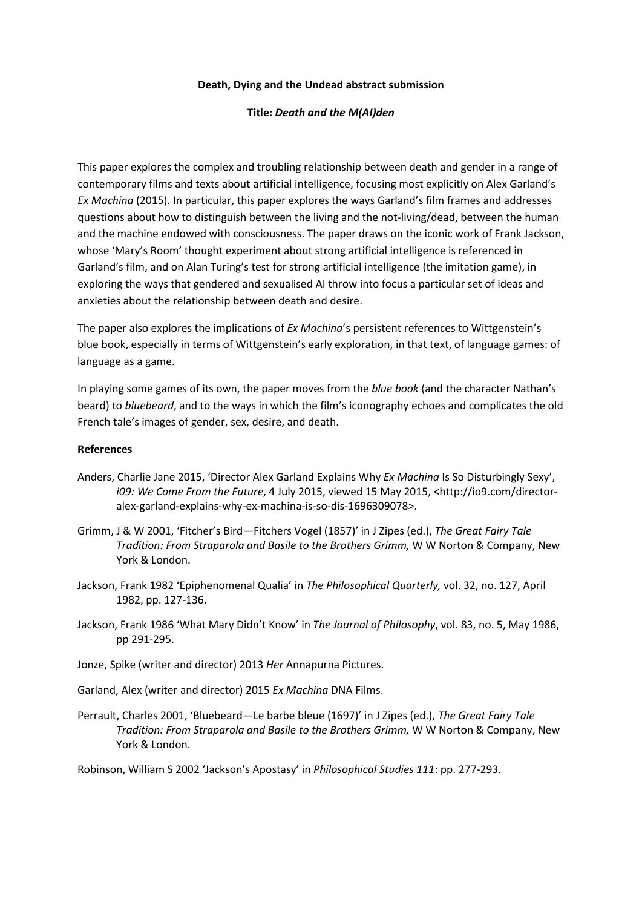**Death, Dying and the Undead abstract submission**

**Title:** ***Death and the M(AI)den***

This paper explores the complex and troubling relationship between death and gender in a range of contemporary films and texts about artificial intelligence, focusing most explicitly on Alex Garland's *Ex Machina* (2015). In particular, this paper explores the ways Garland's film frames and addresses questions about how to distinguish between the living and the not-living/dead, between the human and the machine endowed with consciousness. The paper draws on the iconic work of Frank Jackson, whose 'Mary's Room' thought experiment about strong artificial intelligence is referenced in Garland's film, and on Alan Turing's test for strong artificial intelligence (the imitation game), in exploring the ways that gendered and sexualised AI throw into focus a particular set of ideas and anxieties about the relationship between death and desire.

The paper also explores the implications of *Ex Machina*'s persistent references to Wittgenstein's blue book, especially in terms of Wittgenstein's early exploration, in that text, of language games: of language as a game.

In playing some games of its own, the paper moves from the *blue book* (and the character Nathan's beard) to *bluebeard*, and to the ways in which the film's iconography echoes and complicates the old French tale's images of gender, sex, desire, and death.

**References**

Anders, Charlie Jane 2015, 'Director Alex Garland Explains Why *Ex Machina* Is So Disturbingly Sexy', *i09: We Come From the Future*, 4 July 2015, viewed 15 May 2015, <http://io9.com/director-alex-garland-explains-why-ex-machina-is-so-dis-1696309078>.

Grimm, J & W 2001, 'Fitcher's Bird—Fitchers Vogel (1857)' in J Zipes (ed.), *The Great Fairy Tale Tradition: From Straparola and Basile to the Brothers Grimm,* W W Norton & Company, New York & London.

Jackson, Frank 1982 'Epiphenomenal Qualia' in *The Philosophical Quarterly,* vol. 32, no. 127, April 1982, pp. 127-136.

Jackson, Frank 1986 'What Mary Didn't Know' in *The Journal of Philosophy*, vol. 83, no. 5, May 1986, pp 291-295.

Jonze, Spike (writer and director) 2013 *Her* Annapurna Pictures.

Garland, Alex (writer and director) 2015 *Ex Machina* DNA Films.

Perrault, Charles 2001, 'Bluebeard—Le barbe bleue (1697)' in J Zipes (ed.), *The Great Fairy Tale Tradition: From Straparola and Basile to the Brothers Grimm,* W W Norton & Company, New York & London.

Robinson, William S 2002 'Jackson's Apostasy' in *Philosophical Studies 111*: pp. 277-293.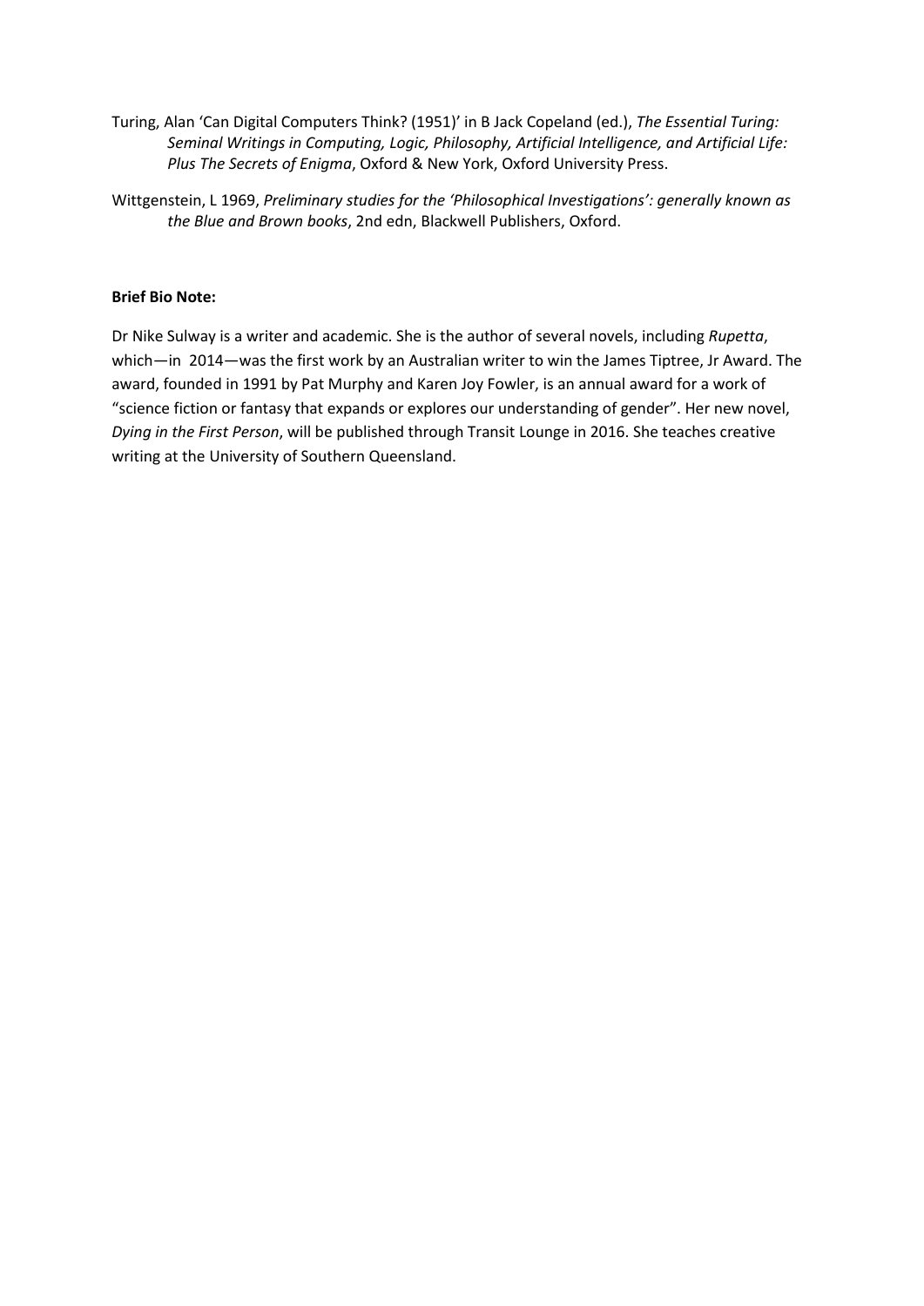Turing, Alan 'Can Digital Computers Think? (1951)' in B Jack Copeland (ed.), *The Essential Turing: Seminal Writings in Computing, Logic, Philosophy, Artificial Intelligence, and Artificial Life: Plus The Secrets of Enigma*, Oxford & New York, Oxford University Press.

Wittgenstein, L 1969, *Preliminary studies for the 'Philosophical Investigations': generally known as the Blue and Brown books*, 2nd edn, Blackwell Publishers, Oxford.

**Brief Bio Note:**

Dr Nike Sulway is a writer and academic. She is the author of several novels, including *Rupetta*, which—in 2014—was the first work by an Australian writer to win the James Tiptree, Jr Award. The award, founded in 1991 by Pat Murphy and Karen Joy Fowler, is an annual award for a work of "science fiction or fantasy that expands or explores our understanding of gender". Her new novel, *Dying in the First Person*, will be published through Transit Lounge in 2016. She teaches creative writing at the University of Southern Queensland.